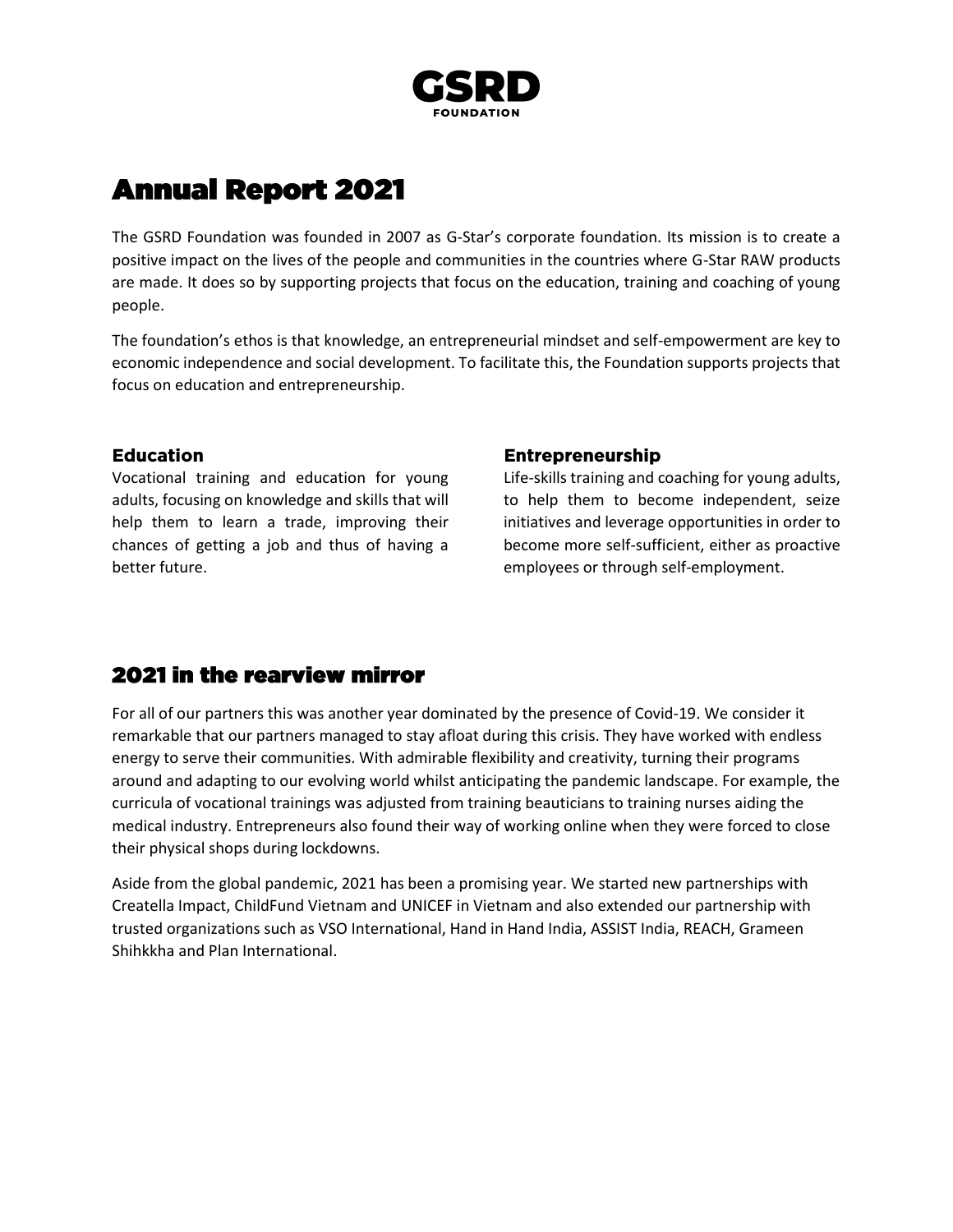GSRD
FOUNDATION

# Annual Report 2021

The GSRD Foundation was founded in 2007 as G-Star's corporate foundation. Its mission is to create a positive impact on the lives of the people and communities in the countries where G-Star RAW products are made. It does so by supporting projects that focus on the education, training and coaching of young people.

The foundation's ethos is that knowledge, an entrepreneurial mindset and self-empowerment are key to economic independence and social development. To facilitate this, the Foundation supports projects that focus on education and entrepreneurship.

### Education

Vocational training and education for young adults, focusing on knowledge and skills that will help them to learn a trade, improving their chances of getting a job and thus of having a better future.

### Entrepreneurship

Life-skills training and coaching for young adults, to help them to become independent, seize initiatives and leverage opportunities in order to become more self-sufficient, either as proactive employees or through self-employment.

## 2021 in the rearview mirror

For all of our partners this was another year dominated by the presence of Covid-19. We consider it remarkable that our partners managed to stay afloat during this crisis. They have worked with endless energy to serve their communities. With admirable flexibility and creativity, turning their programs around and adapting to our evolving world whilst anticipating the pandemic landscape. For example, the curricula of vocational trainings was adjusted from training beauticians to training nurses aiding the medical industry. Entrepreneurs also found their way of working online when they were forced to close their physical shops during lockdowns.

Aside from the global pandemic, 2021 has been a promising year. We started new partnerships with Creatella Impact, ChildFund Vietnam and UNICEF in Vietnam and also extended our partnership with trusted organizations such as VSO International, Hand in Hand India, ASSIST India, REACH, Grameen Shihkkha and Plan International.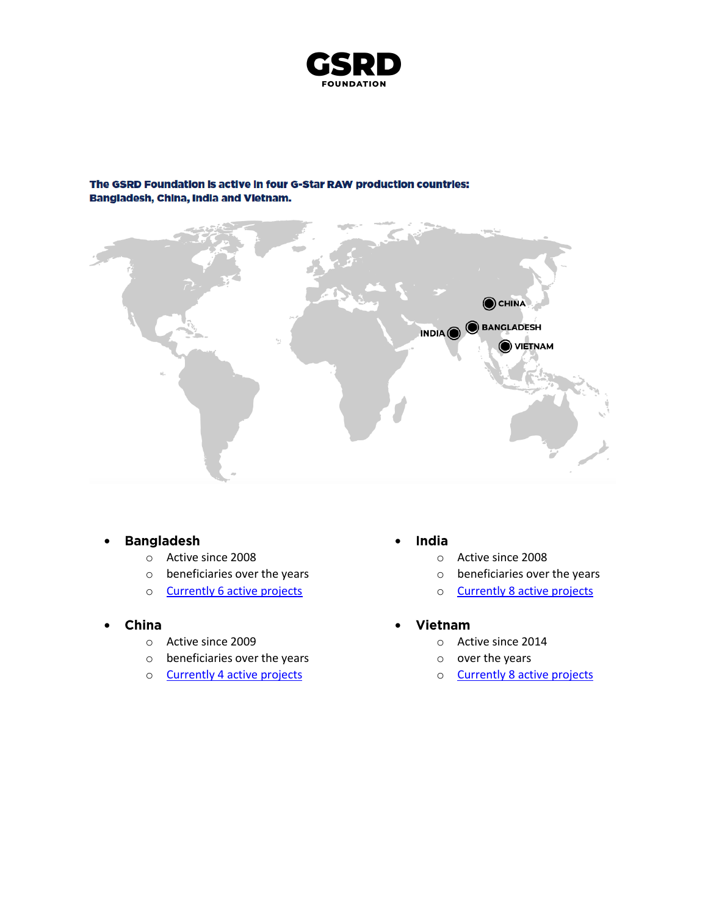**GSRD FOUNDATION**

**The GSRD Foundation is active in four G-Star RAW production countries: Bangladesh, China, India and Vietnam.**

- **Bangladesh**
  - Active since 2008
  - beneficiaries over the years
  - Currently 6 active projects
- **China**
  - Active since 2009
  - beneficiaries over the years
  - Currently 4 active projects
- **India**
  - Active since 2008
  - beneficiaries over the years
  - Currently 8 active projects
- **Vietnam**
  - Active since 2014
  - over the years
  - Currently 8 active projects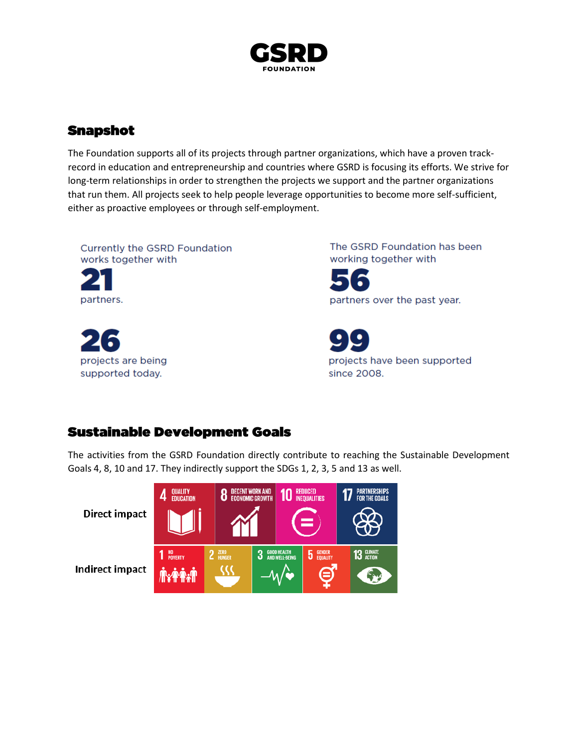GSRD
FOUNDATION

## Snapshot

The Foundation supports all of its projects through partner organizations, which have a proven track-record in education and entrepreneurship and countries where GSRD is focusing its efforts. We strive for long-term relationships in order to strengthen the projects we support and the partner organizations that run them. All projects seek to help people leverage opportunities to become more self-sufficient, either as proactive employees or through self-employment.

Currently the GSRD Foundation works together with

**21**

partners.

The GSRD Foundation has been working together with

**56**

partners over the past year.

**26**

projects are being supported today.

**99**

projects have been supported since 2008.

## Sustainable Development Goals

The activities from the GSRD Foundation directly contribute to reaching the Sustainable Development Goals 4, 8, 10 and 17. They indirectly support the SDGs 1, 2, 3, 5 and 13 as well.

**Direct impact**

4 QUALITY EDUCATION
8 DECENT WORK AND ECONOMIC GROWTH
10 REDUCED INEQUALITIES
17 PARTNERSHIPS FOR THE GOALS

**Indirect impact**

1 NO POVERTY
2 ZERO HUNGER
3 GOOD HEALTH AND WELL-BEING
5 GENDER EQUALITY
13 CLIMATE ACTION